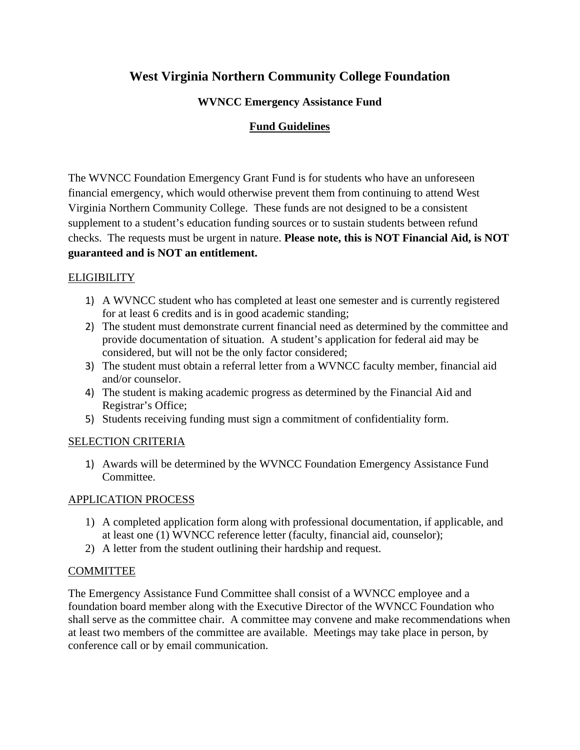# West Virginia Northern Community College Foundation

## WVNCC Emergency Assistance Fund

## Fund Guidelines

The WVNCC Foundation Emergency Grant Fund is for students who have an unforeseen financial emergency, which would otherwise prevent them from continuing to attend West Virginia Northern Community College. These funds are not designed to be a consistent supplement to a student's education funding sources or to sustain students between refund checks. The requests must be urgent in nature. **Please note, this is NOT Financial Aid, is NOT guaranteed and is NOT an entitlement.**

### ELIGIBILITY

1) A WVNCC student who has completed at least one semester and is currently registered for at least 6 credits and is in good academic standing;
2) The student must demonstrate current financial need as determined by the committee and provide documentation of situation. A student's application for federal aid may be considered, but will not be the only factor considered;
3) The student must obtain a referral letter from a WVNCC faculty member, financial aid and/or counselor.
4) The student is making academic progress as determined by the Financial Aid and Registrar's Office;
5) Students receiving funding must sign a commitment of confidentiality form.

### SELECTION CRITERIA

1) Awards will be determined by the WVNCC Foundation Emergency Assistance Fund Committee.

### APPLICATION PROCESS

1) A completed application form along with professional documentation, if applicable, and at least one (1) WVNCC reference letter (faculty, financial aid, counselor);
2) A letter from the student outlining their hardship and request.

### COMMITTEE

The Emergency Assistance Fund Committee shall consist of a WVNCC employee and a foundation board member along with the Executive Director of the WVNCC Foundation who shall serve as the committee chair. A committee may convene and make recommendations when at least two members of the committee are available. Meetings may take place in person, by conference call or by email communication.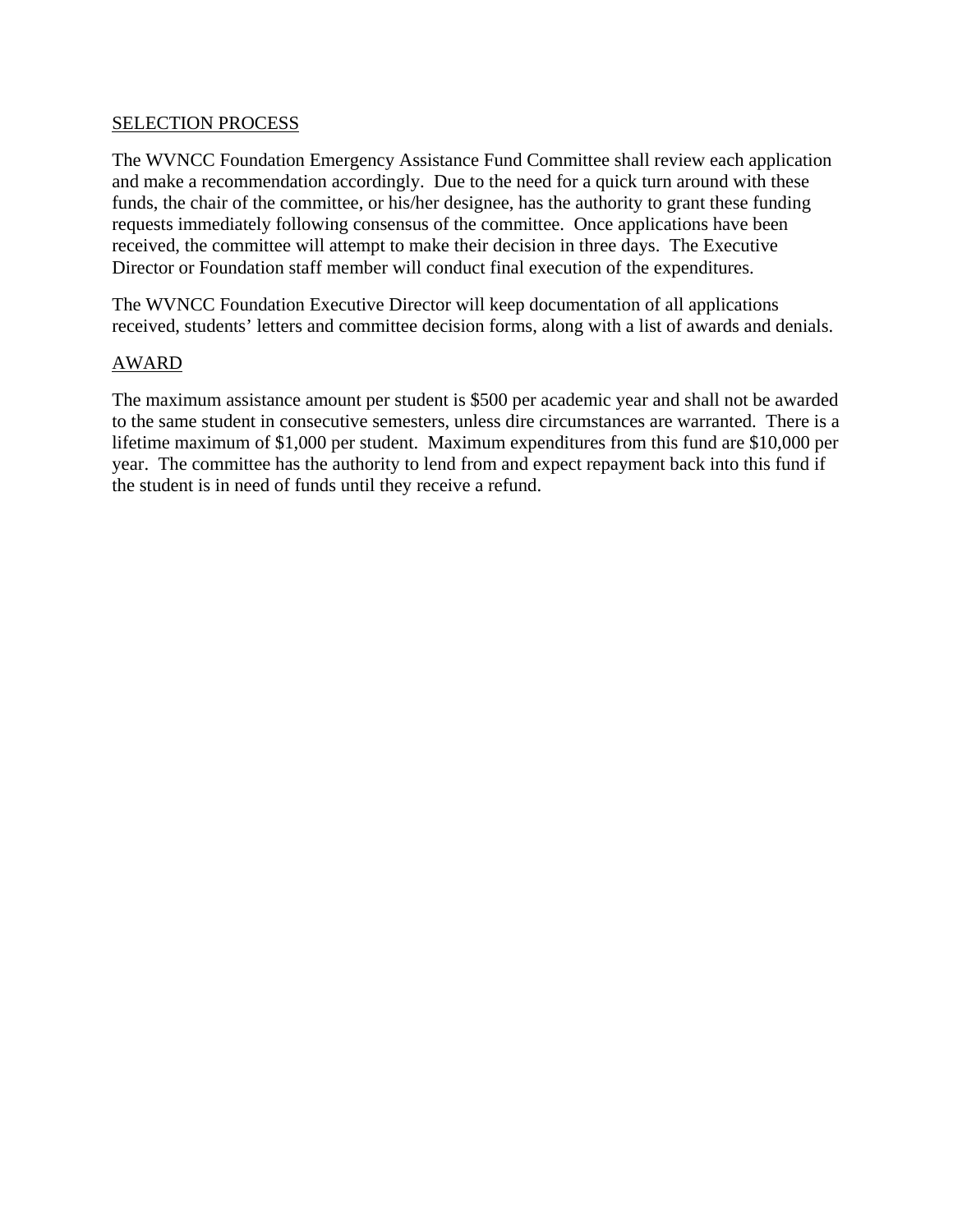## SELECTION PROCESS

The WVNCC Foundation Emergency Assistance Fund Committee shall review each application and make a recommendation accordingly. Due to the need for a quick turn around with these funds, the chair of the committee, or his/her designee, has the authority to grant these funding requests immediately following consensus of the committee. Once applications have been received, the committee will attempt to make their decision in three days. The Executive Director or Foundation staff member will conduct final execution of the expenditures.

The WVNCC Foundation Executive Director will keep documentation of all applications received, students' letters and committee decision forms, along with a list of awards and denials.

## AWARD

The maximum assistance amount per student is $500 per academic year and shall not be awarded to the same student in consecutive semesters, unless dire circumstances are warranted. There is a lifetime maximum of $1,000 per student. Maximum expenditures from this fund are $10,000 per year. The committee has the authority to lend from and expect repayment back into this fund if the student is in need of funds until they receive a refund.